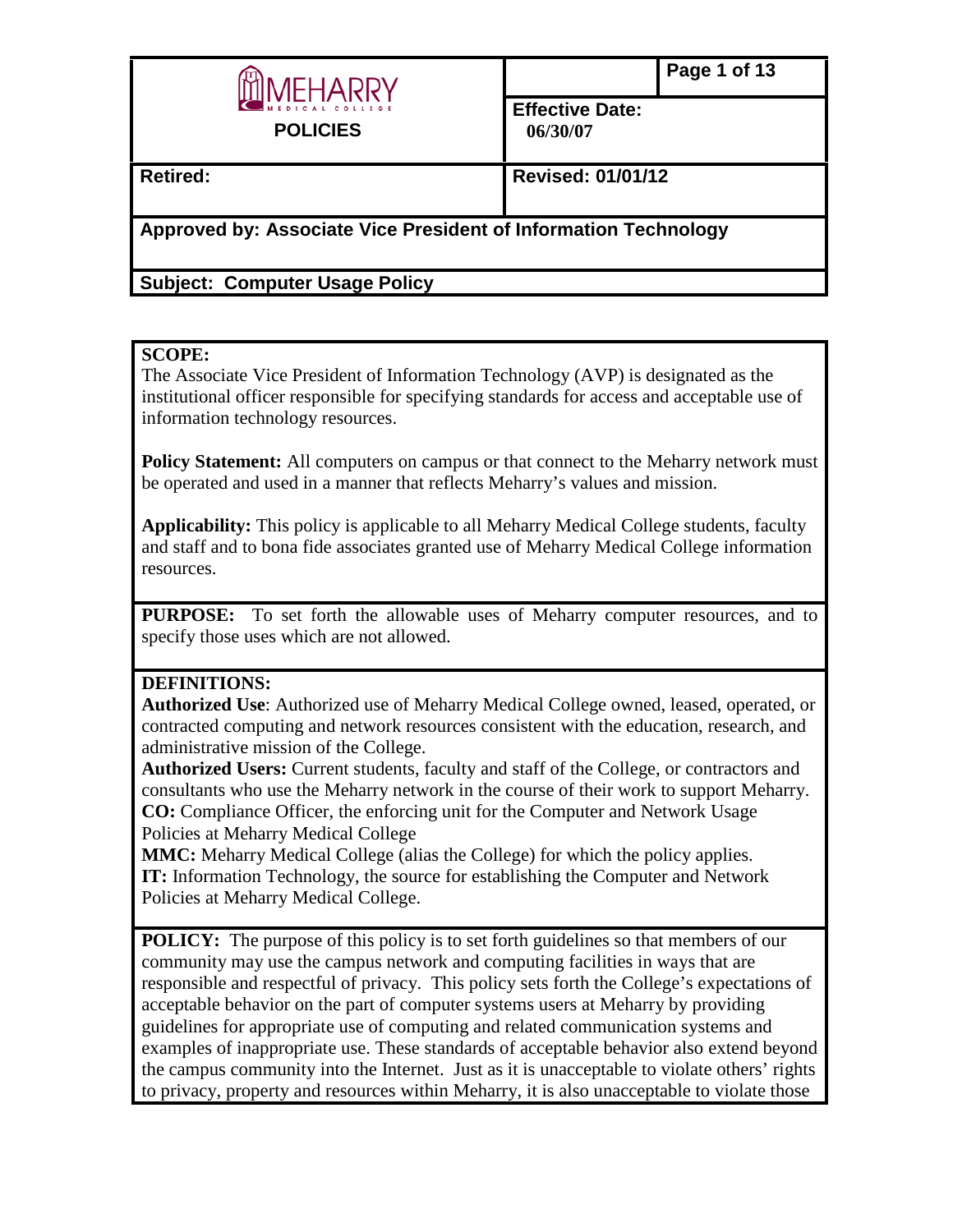| MEHARRY MEDICAL COLLEGE POLICIES | | |
|---|---|---|
| | **Effective Date:** 06/30/07 | |
| **Retired:** | **Revised: 01/01/12** | |
| **Approved by: Associate Vice President of Information Technology** | | |
| **Subject: Computer Usage Policy** | | |

**SCOPE:**
The Associate Vice President of Information Technology (AVP) is designated as the institutional officer responsible for specifying standards for access and acceptable use of information technology resources.

**Policy Statement:** All computers on campus or that connect to the Meharry network must be operated and used in a manner that reflects Meharry's values and mission.

**Applicability:** This policy is applicable to all Meharry Medical College students, faculty and staff and to bona fide associates granted use of Meharry Medical College information resources.

**PURPOSE:** To set forth the allowable uses of Meharry computer resources, and to specify those uses which are not allowed.

**DEFINITIONS:**
**Authorized Use**: Authorized use of Meharry Medical College owned, leased, operated, or contracted computing and network resources consistent with the education, research, and administrative mission of the College.
**Authorized Users:** Current students, faculty and staff of the College, or contractors and consultants who use the Meharry network in the course of their work to support Meharry.
**CO:** Compliance Officer, the enforcing unit for the Computer and Network Usage Policies at Meharry Medical College
**MMC:** Meharry Medical College (alias the College) for which the policy applies.
**IT:** Information Technology, the source for establishing the Computer and Network Policies at Meharry Medical College.

**POLICY:** The purpose of this policy is to set forth guidelines so that members of our community may use the campus network and computing facilities in ways that are responsible and respectful of privacy. This policy sets forth the College's expectations of acceptable behavior on the part of computer systems users at Meharry by providing guidelines for appropriate use of computing and related communication systems and examples of inappropriate use. These standards of acceptable behavior also extend beyond the campus community into the Internet. Just as it is unacceptable to violate others' rights to privacy, property and resources within Meharry, it is also unacceptable to violate those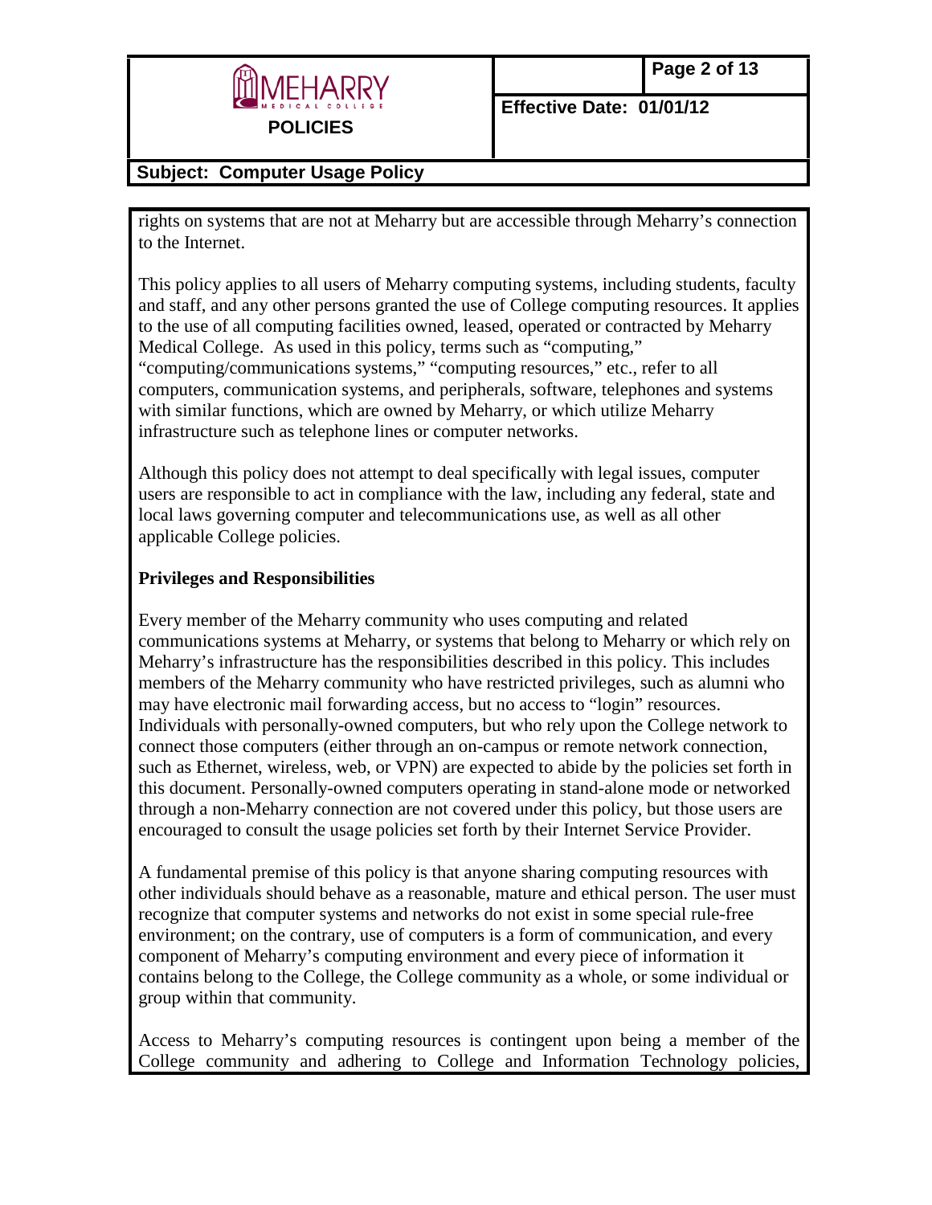rights on systems that are not at Meharry but are accessible through Meharry's connection to the Internet.

This policy applies to all users of Meharry computing systems, including students, faculty and staff, and any other persons granted the use of College computing resources. It applies to the use of all computing facilities owned, leased, operated or contracted by Meharry Medical College. As used in this policy, terms such as "computing," "computing/communications systems," "computing resources," etc., refer to all computers, communication systems, and peripherals, software, telephones and systems with similar functions, which are owned by Meharry, or which utilize Meharry infrastructure such as telephone lines or computer networks.

Although this policy does not attempt to deal specifically with legal issues, computer users are responsible to act in compliance with the law, including any federal, state and local laws governing computer and telecommunications use, as well as all other applicable College policies.

**Privileges and Responsibilities**

Every member of the Meharry community who uses computing and related communications systems at Meharry, or systems that belong to Meharry or which rely on Meharry's infrastructure has the responsibilities described in this policy. This includes members of the Meharry community who have restricted privileges, such as alumni who may have electronic mail forwarding access, but no access to "login" resources. Individuals with personally-owned computers, but who rely upon the College network to connect those computers (either through an on-campus or remote network connection, such as Ethernet, wireless, web, or VPN) are expected to abide by the policies set forth in this document. Personally-owned computers operating in stand-alone mode or networked through a non-Meharry connection are not covered under this policy, but those users are encouraged to consult the usage policies set forth by their Internet Service Provider.

A fundamental premise of this policy is that anyone sharing computing resources with other individuals should behave as a reasonable, mature and ethical person. The user must recognize that computer systems and networks do not exist in some special rule-free environment; on the contrary, use of computers is a form of communication, and every component of Meharry's computing environment and every piece of information it contains belong to the College, the College community as a whole, or some individual or group within that community.

Access to Meharry's computing resources is contingent upon being a member of the College community and adhering to College and Information Technology policies,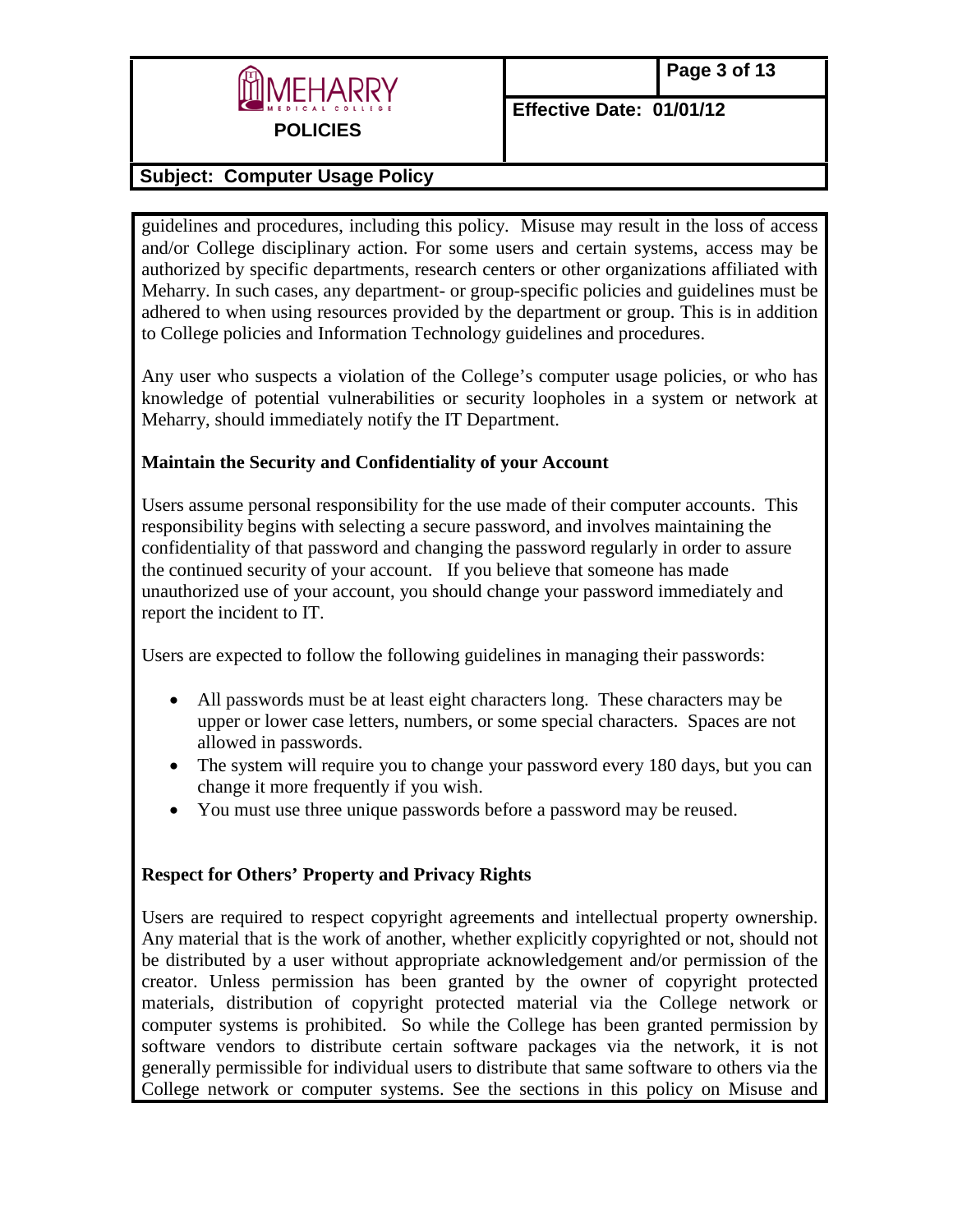guidelines and procedures, including this policy. Misuse may result in the loss of access and/or College disciplinary action. For some users and certain systems, access may be authorized by specific departments, research centers or other organizations affiliated with Meharry. In such cases, any department- or group-specific policies and guidelines must be adhered to when using resources provided by the department or group. This is in addition to College policies and Information Technology guidelines and procedures.

Any user who suspects a violation of the College's computer usage policies, or who has knowledge of potential vulnerabilities or security loopholes in a system or network at Meharry, should immediately notify the IT Department.

**Maintain the Security and Confidentiality of your Account**

Users assume personal responsibility for the use made of their computer accounts. This responsibility begins with selecting a secure password, and involves maintaining the confidentiality of that password and changing the password regularly in order to assure the continued security of your account. If you believe that someone has made unauthorized use of your account, you should change your password immediately and report the incident to IT.

Users are expected to follow the following guidelines in managing their passwords:

- All passwords must be at least eight characters long. These characters may be upper or lower case letters, numbers, or some special characters. Spaces are not allowed in passwords.
- The system will require you to change your password every 180 days, but you can change it more frequently if you wish.
- You must use three unique passwords before a password may be reused.

**Respect for Others' Property and Privacy Rights**

Users are required to respect copyright agreements and intellectual property ownership. Any material that is the work of another, whether explicitly copyrighted or not, should not be distributed by a user without appropriate acknowledgement and/or permission of the creator. Unless permission has been granted by the owner of copyright protected materials, distribution of copyright protected material via the College network or computer systems is prohibited. So while the College has been granted permission by software vendors to distribute certain software packages via the network, it is not generally permissible for individual users to distribute that same software to others via the College network or computer systems. See the sections in this policy on Misuse and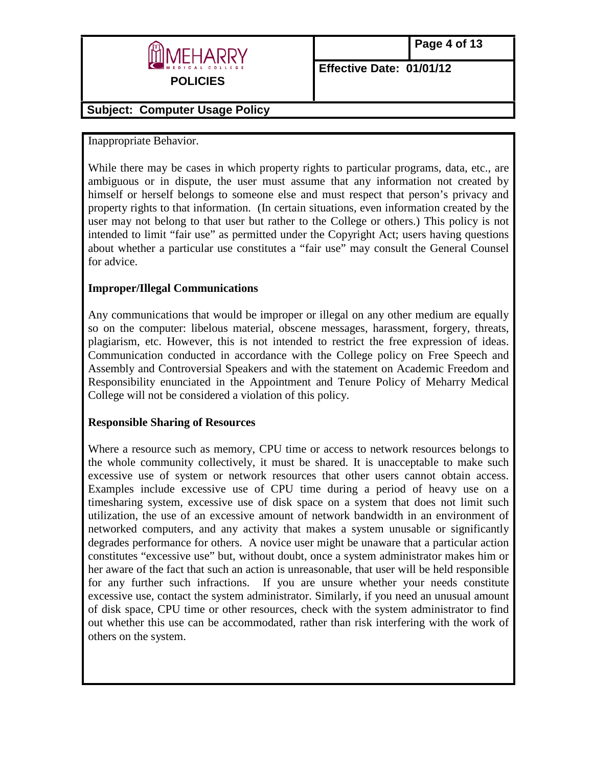Inappropriate Behavior.

While there may be cases in which property rights to particular programs, data, etc., are ambiguous or in dispute, the user must assume that any information not created by himself or herself belongs to someone else and must respect that person's privacy and property rights to that information. (In certain situations, even information created by the user may not belong to that user but rather to the College or others.) This policy is not intended to limit "fair use" as permitted under the Copyright Act; users having questions about whether a particular use constitutes a "fair use" may consult the General Counsel for advice.

**Improper/Illegal Communications**

Any communications that would be improper or illegal on any other medium are equally so on the computer: libelous material, obscene messages, harassment, forgery, threats, plagiarism, etc. However, this is not intended to restrict the free expression of ideas. Communication conducted in accordance with the College policy on Free Speech and Assembly and Controversial Speakers and with the statement on Academic Freedom and Responsibility enunciated in the Appointment and Tenure Policy of Meharry Medical College will not be considered a violation of this policy.

**Responsible Sharing of Resources**

Where a resource such as memory, CPU time or access to network resources belongs to the whole community collectively, it must be shared. It is unacceptable to make such excessive use of system or network resources that other users cannot obtain access. Examples include excessive use of CPU time during a period of heavy use on a timesharing system, excessive use of disk space on a system that does not limit such utilization, the use of an excessive amount of network bandwidth in an environment of networked computers, and any activity that makes a system unusable or significantly degrades performance for others. A novice user might be unaware that a particular action constitutes "excessive use" but, without doubt, once a system administrator makes him or her aware of the fact that such an action is unreasonable, that user will be held responsible for any further such infractions. If you are unsure whether your needs constitute excessive use, contact the system administrator. Similarly, if you need an unusual amount of disk space, CPU time or other resources, check with the system administrator to find out whether this use can be accommodated, rather than risk interfering with the work of others on the system.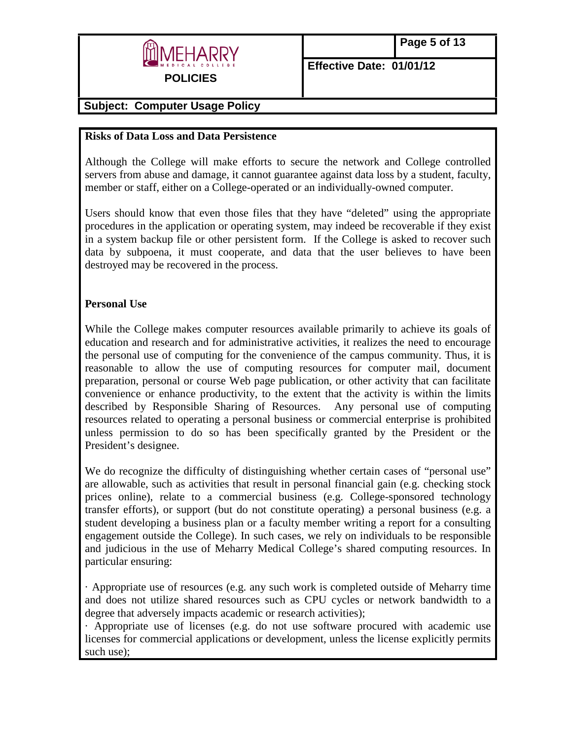**Risks of Data Loss and Data Persistence**

Although the College will make efforts to secure the network and College controlled servers from abuse and damage, it cannot guarantee against data loss by a student, faculty, member or staff, either on a College-operated or an individually-owned computer.

Users should know that even those files that they have "deleted" using the appropriate procedures in the application or operating system, may indeed be recoverable if they exist in a system backup file or other persistent form. If the College is asked to recover such data by subpoena, it must cooperate, and data that the user believes to have been destroyed may be recovered in the process.

**Personal Use**

While the College makes computer resources available primarily to achieve its goals of education and research and for administrative activities, it realizes the need to encourage the personal use of computing for the convenience of the campus community. Thus, it is reasonable to allow the use of computing resources for computer mail, document preparation, personal or course Web page publication, or other activity that can facilitate convenience or enhance productivity, to the extent that the activity is within the limits described by Responsible Sharing of Resources. Any personal use of computing resources related to operating a personal business or commercial enterprise is prohibited unless permission to do so has been specifically granted by the President or the President's designee.

We do recognize the difficulty of distinguishing whether certain cases of "personal use" are allowable, such as activities that result in personal financial gain (e.g. checking stock prices online), relate to a commercial business (e.g. College-sponsored technology transfer efforts), or support (but do not constitute operating) a personal business (e.g. a student developing a business plan or a faculty member writing a report for a consulting engagement outside the College). In such cases, we rely on individuals to be responsible and judicious in the use of Meharry Medical College's shared computing resources. In particular ensuring:

· Appropriate use of resources (e.g. any such work is completed outside of Meharry time and does not utilize shared resources such as CPU cycles or network bandwidth to a degree that adversely impacts academic or research activities);

· Appropriate use of licenses (e.g. do not use software procured with academic use licenses for commercial applications or development, unless the license explicitly permits such use);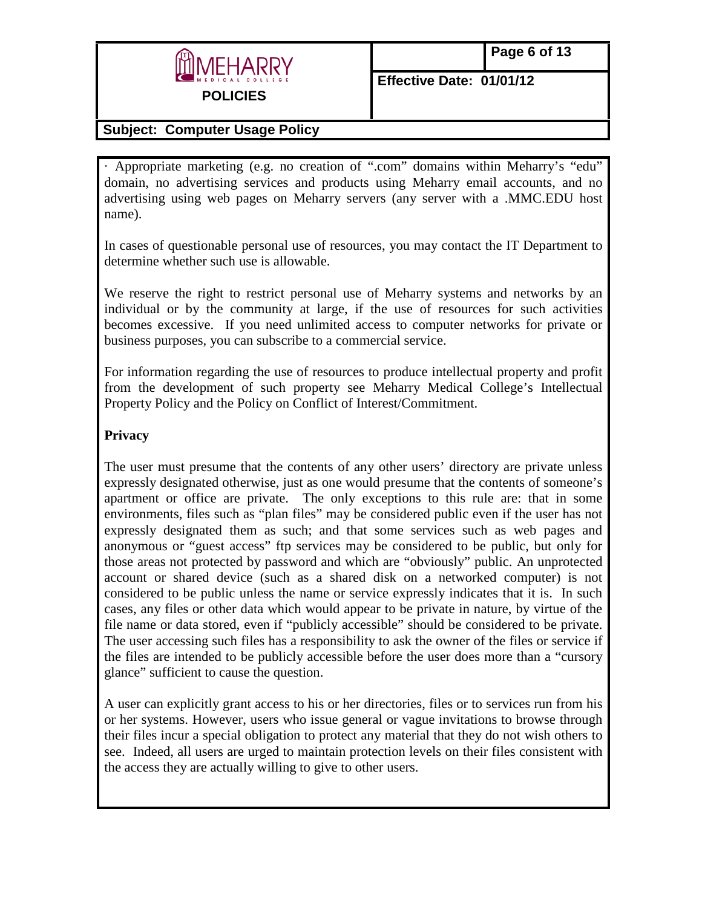· Appropriate marketing (e.g. no creation of ".com" domains within Meharry's "edu" domain, no advertising services and products using Meharry email accounts, and no advertising using web pages on Meharry servers (any server with a .MMC.EDU host name).

In cases of questionable personal use of resources, you may contact the IT Department to determine whether such use is allowable.

We reserve the right to restrict personal use of Meharry systems and networks by an individual or by the community at large, if the use of resources for such activities becomes excessive. If you need unlimited access to computer networks for private or business purposes, you can subscribe to a commercial service.

For information regarding the use of resources to produce intellectual property and profit from the development of such property see Meharry Medical College's Intellectual Property Policy and the Policy on Conflict of Interest/Commitment.

**Privacy**

The user must presume that the contents of any other users' directory are private unless expressly designated otherwise, just as one would presume that the contents of someone's apartment or office are private. The only exceptions to this rule are: that in some environments, files such as "plan files" may be considered public even if the user has not expressly designated them as such; and that some services such as web pages and anonymous or "guest access" ftp services may be considered to be public, but only for those areas not protected by password and which are "obviously" public. An unprotected account or shared device (such as a shared disk on a networked computer) is not considered to be public unless the name or service expressly indicates that it is. In such cases, any files or other data which would appear to be private in nature, by virtue of the file name or data stored, even if "publicly accessible" should be considered to be private. The user accessing such files has a responsibility to ask the owner of the files or service if the files are intended to be publicly accessible before the user does more than a "cursory glance" sufficient to cause the question.

A user can explicitly grant access to his or her directories, files or to services run from his or her systems. However, users who issue general or vague invitations to browse through their files incur a special obligation to protect any material that they do not wish others to see. Indeed, all users are urged to maintain protection levels on their files consistent with the access they are actually willing to give to other users.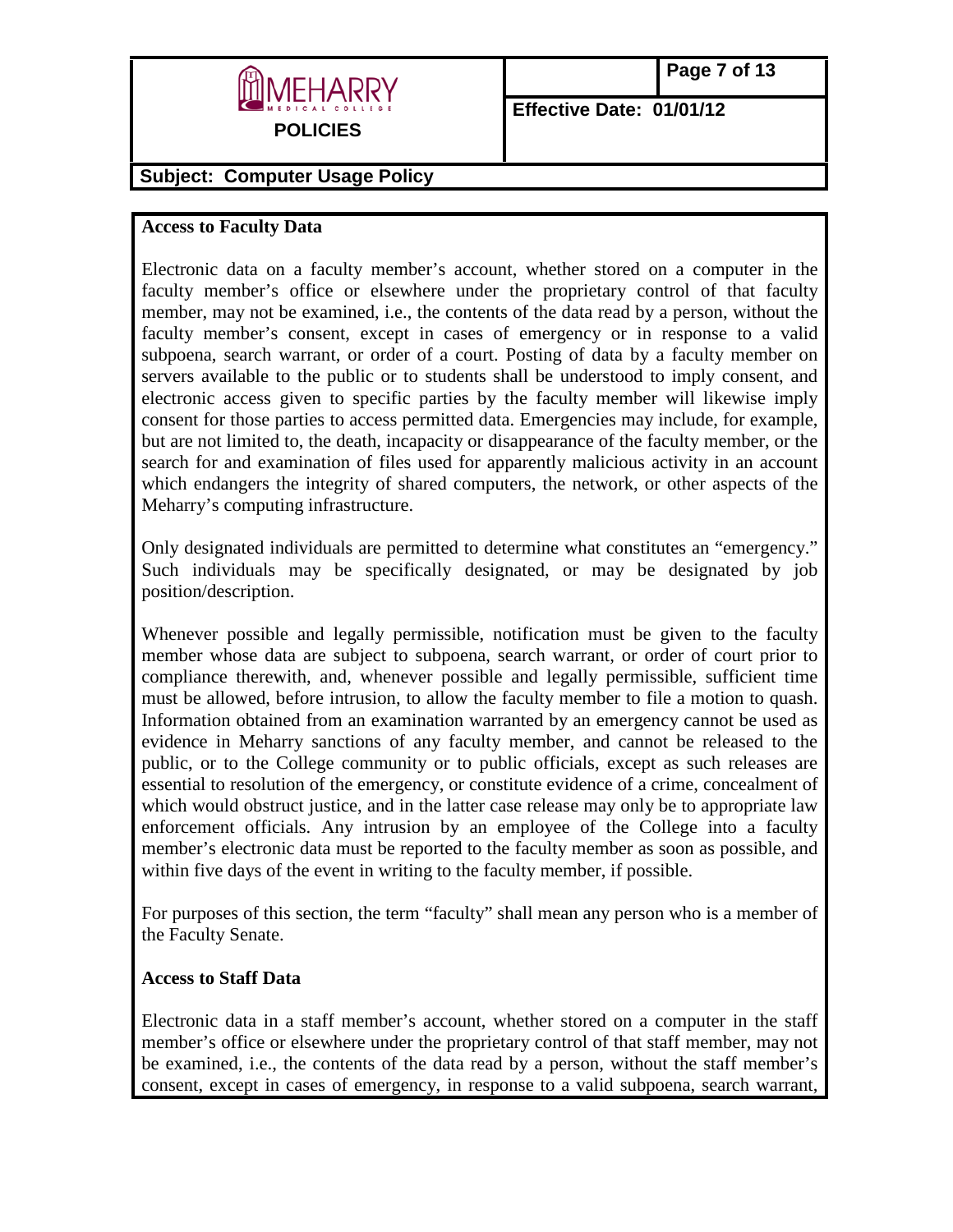## Access to Faculty Data

Electronic data on a faculty member's account, whether stored on a computer in the faculty member's office or elsewhere under the proprietary control of that faculty member, may not be examined, i.e., the contents of the data read by a person, without the faculty member's consent, except in cases of emergency or in response to a valid subpoena, search warrant, or order of a court. Posting of data by a faculty member on servers available to the public or to students shall be understood to imply consent, and electronic access given to specific parties by the faculty member will likewise imply consent for those parties to access permitted data. Emergencies may include, for example, but are not limited to, the death, incapacity or disappearance of the faculty member, or the search for and examination of files used for apparently malicious activity in an account which endangers the integrity of shared computers, the network, or other aspects of the Meharry's computing infrastructure.

Only designated individuals are permitted to determine what constitutes an "emergency." Such individuals may be specifically designated, or may be designated by job position/description.

Whenever possible and legally permissible, notification must be given to the faculty member whose data are subject to subpoena, search warrant, or order of court prior to compliance therewith, and, whenever possible and legally permissible, sufficient time must be allowed, before intrusion, to allow the faculty member to file a motion to quash. Information obtained from an examination warranted by an emergency cannot be used as evidence in Meharry sanctions of any faculty member, and cannot be released to the public, or to the College community or to public officials, except as such releases are essential to resolution of the emergency, or constitute evidence of a crime, concealment of which would obstruct justice, and in the latter case release may only be to appropriate law enforcement officials. Any intrusion by an employee of the College into a faculty member's electronic data must be reported to the faculty member as soon as possible, and within five days of the event in writing to the faculty member, if possible.

For purposes of this section, the term "faculty" shall mean any person who is a member of the Faculty Senate.

## Access to Staff Data

Electronic data in a staff member's account, whether stored on a computer in the staff member's office or elsewhere under the proprietary control of that staff member, may not be examined, i.e., the contents of the data read by a person, without the staff member's consent, except in cases of emergency, in response to a valid subpoena, search warrant,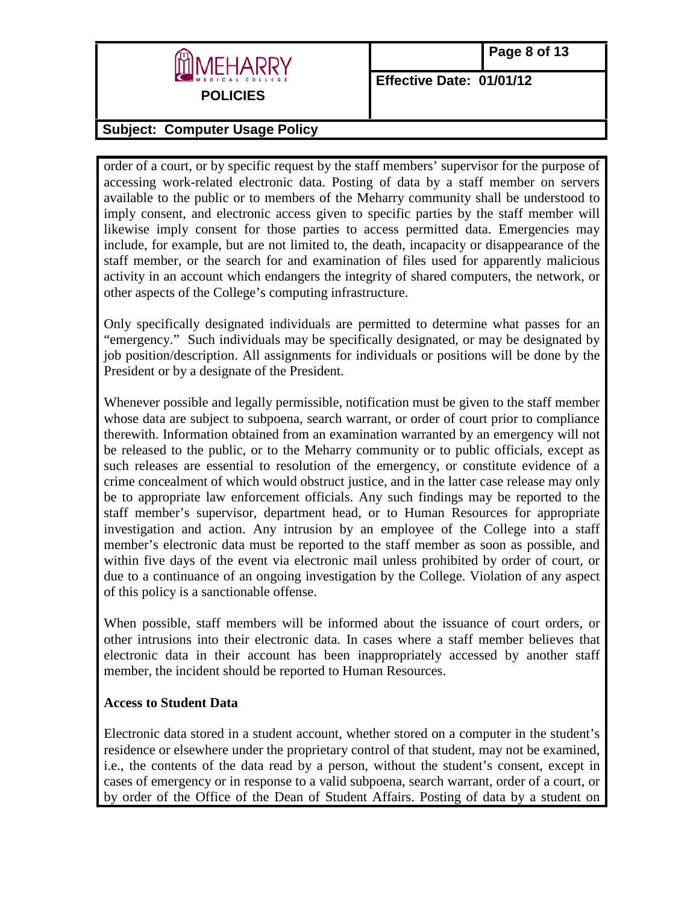order of a court, or by specific request by the staff members' supervisor for the purpose of accessing work-related electronic data. Posting of data by a staff member on servers available to the public or to members of the Meharry community shall be understood to imply consent, and electronic access given to specific parties by the staff member will likewise imply consent for those parties to access permitted data. Emergencies may include, for example, but are not limited to, the death, incapacity or disappearance of the staff member, or the search for and examination of files used for apparently malicious activity in an account which endangers the integrity of shared computers, the network, or other aspects of the College's computing infrastructure.

Only specifically designated individuals are permitted to determine what passes for an "emergency." Such individuals may be specifically designated, or may be designated by job position/description. All assignments for individuals or positions will be done by the President or by a designate of the President.

Whenever possible and legally permissible, notification must be given to the staff member whose data are subject to subpoena, search warrant, or order of court prior to compliance therewith. Information obtained from an examination warranted by an emergency will not be released to the public, or to the Meharry community or to public officials, except as such releases are essential to resolution of the emergency, or constitute evidence of a crime concealment of which would obstruct justice, and in the latter case release may only be to appropriate law enforcement officials. Any such findings may be reported to the staff member's supervisor, department head, or to Human Resources for appropriate investigation and action. Any intrusion by an employee of the College into a staff member's electronic data must be reported to the staff member as soon as possible, and within five days of the event via electronic mail unless prohibited by order of court, or due to a continuance of an ongoing investigation by the College. Violation of any aspect of this policy is a sanctionable offense.

When possible, staff members will be informed about the issuance of court orders, or other intrusions into their electronic data. In cases where a staff member believes that electronic data in their account has been inappropriately accessed by another staff member, the incident should be reported to Human Resources.

**Access to Student Data**

Electronic data stored in a student account, whether stored on a computer in the student's residence or elsewhere under the proprietary control of that student, may not be examined, i.e., the contents of the data read by a person, without the student's consent, except in cases of emergency or in response to a valid subpoena, search warrant, order of a court, or by order of the Office of the Dean of Student Affairs. Posting of data by a student on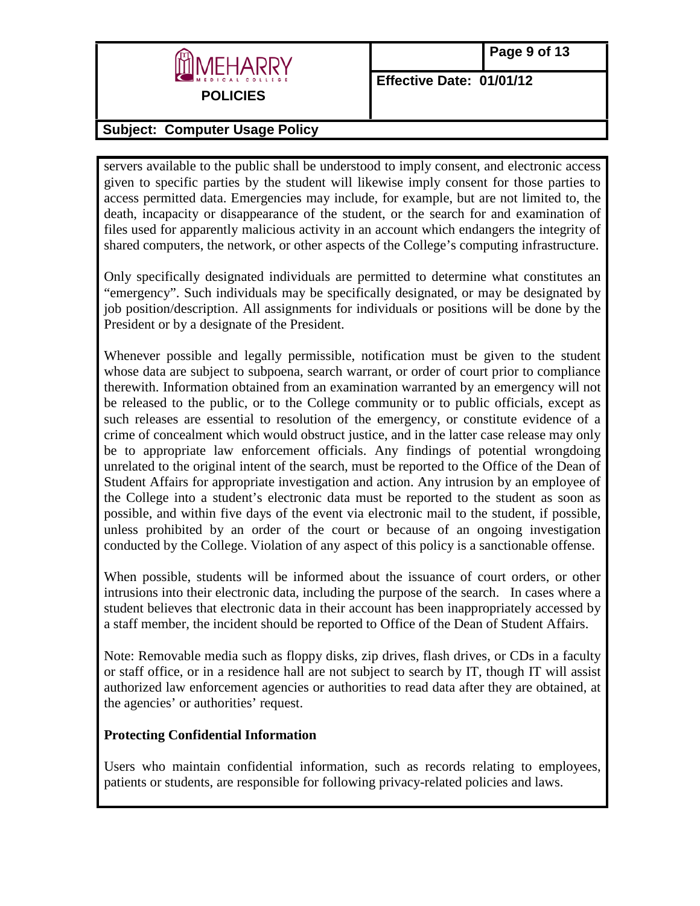servers available to the public shall be understood to imply consent, and electronic access given to specific parties by the student will likewise imply consent for those parties to access permitted data. Emergencies may include, for example, but are not limited to, the death, incapacity or disappearance of the student, or the search for and examination of files used for apparently malicious activity in an account which endangers the integrity of shared computers, the network, or other aspects of the College's computing infrastructure.

Only specifically designated individuals are permitted to determine what constitutes an "emergency". Such individuals may be specifically designated, or may be designated by job position/description. All assignments for individuals or positions will be done by the President or by a designate of the President.

Whenever possible and legally permissible, notification must be given to the student whose data are subject to subpoena, search warrant, or order of court prior to compliance therewith. Information obtained from an examination warranted by an emergency will not be released to the public, or to the College community or to public officials, except as such releases are essential to resolution of the emergency, or constitute evidence of a crime of concealment which would obstruct justice, and in the latter case release may only be to appropriate law enforcement officials. Any findings of potential wrongdoing unrelated to the original intent of the search, must be reported to the Office of the Dean of Student Affairs for appropriate investigation and action. Any intrusion by an employee of the College into a student's electronic data must be reported to the student as soon as possible, and within five days of the event via electronic mail to the student, if possible, unless prohibited by an order of the court or because of an ongoing investigation conducted by the College. Violation of any aspect of this policy is a sanctionable offense.

When possible, students will be informed about the issuance of court orders, or other intrusions into their electronic data, including the purpose of the search. In cases where a student believes that electronic data in their account has been inappropriately accessed by a staff member, the incident should be reported to Office of the Dean of Student Affairs.

Note: Removable media such as floppy disks, zip drives, flash drives, or CDs in a faculty or staff office, or in a residence hall are not subject to search by IT, though IT will assist authorized law enforcement agencies or authorities to read data after they are obtained, at the agencies' or authorities' request.

**Protecting Confidential Information**

Users who maintain confidential information, such as records relating to employees, patients or students, are responsible for following privacy-related policies and laws.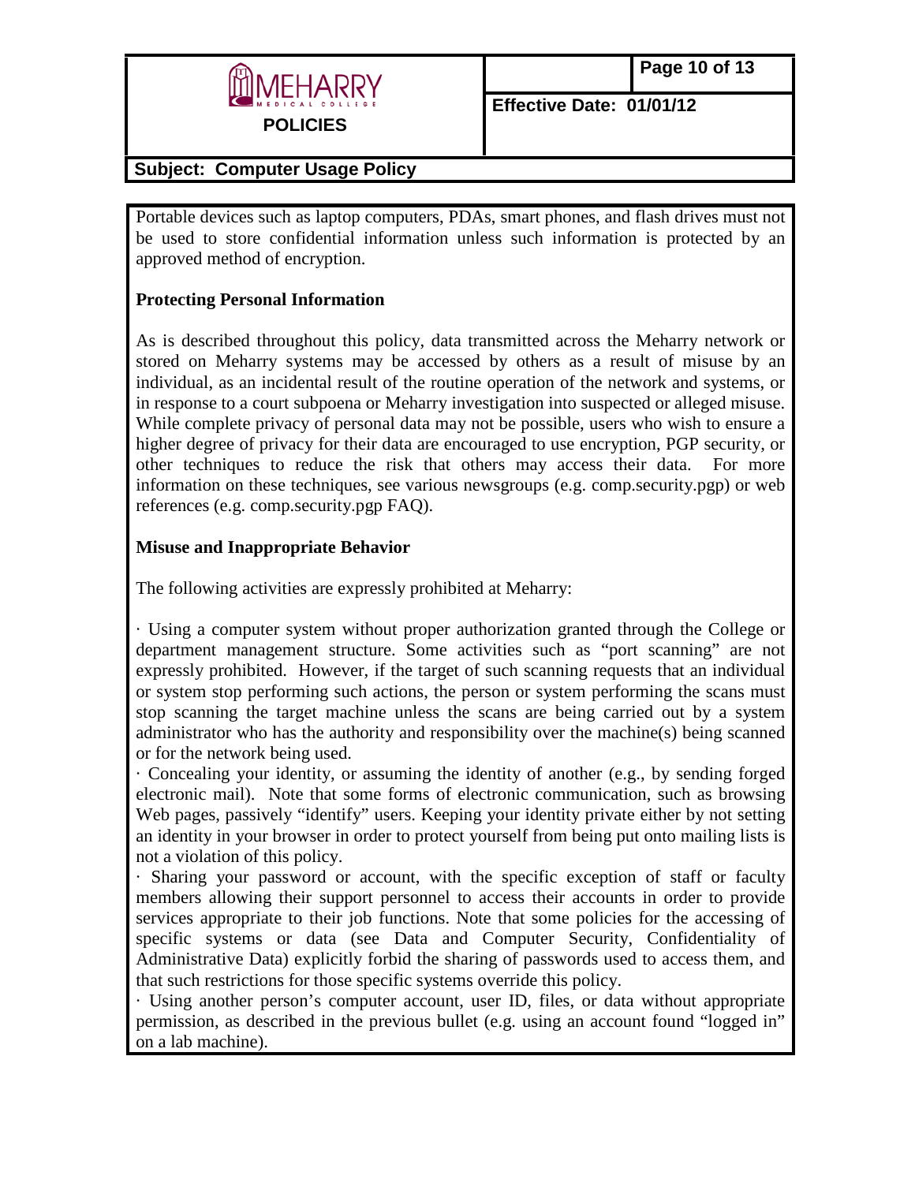Portable devices such as laptop computers, PDAs, smart phones, and flash drives must not be used to store confidential information unless such information is protected by an approved method of encryption.

**Protecting Personal Information**

As is described throughout this policy, data transmitted across the Meharry network or stored on Meharry systems may be accessed by others as a result of misuse by an individual, as an incidental result of the routine operation of the network and systems, or in response to a court subpoena or Meharry investigation into suspected or alleged misuse. While complete privacy of personal data may not be possible, users who wish to ensure a higher degree of privacy for their data are encouraged to use encryption, PGP security, or other techniques to reduce the risk that others may access their data. For more information on these techniques, see various newsgroups (e.g. comp.security.pgp) or web references (e.g. comp.security.pgp FAQ).

**Misuse and Inappropriate Behavior**

The following activities are expressly prohibited at Meharry:

· Using a computer system without proper authorization granted through the College or department management structure. Some activities such as "port scanning" are not expressly prohibited. However, if the target of such scanning requests that an individual or system stop performing such actions, the person or system performing the scans must stop scanning the target machine unless the scans are being carried out by a system administrator who has the authority and responsibility over the machine(s) being scanned or for the network being used.

· Concealing your identity, or assuming the identity of another (e.g., by sending forged electronic mail). Note that some forms of electronic communication, such as browsing Web pages, passively "identify" users. Keeping your identity private either by not setting an identity in your browser in order to protect yourself from being put onto mailing lists is not a violation of this policy.

· Sharing your password or account, with the specific exception of staff or faculty members allowing their support personnel to access their accounts in order to provide services appropriate to their job functions. Note that some policies for the accessing of specific systems or data (see Data and Computer Security, Confidentiality of Administrative Data) explicitly forbid the sharing of passwords used to access them, and that such restrictions for those specific systems override this policy.

· Using another person's computer account, user ID, files, or data without appropriate permission, as described in the previous bullet (e.g. using an account found "logged in" on a lab machine).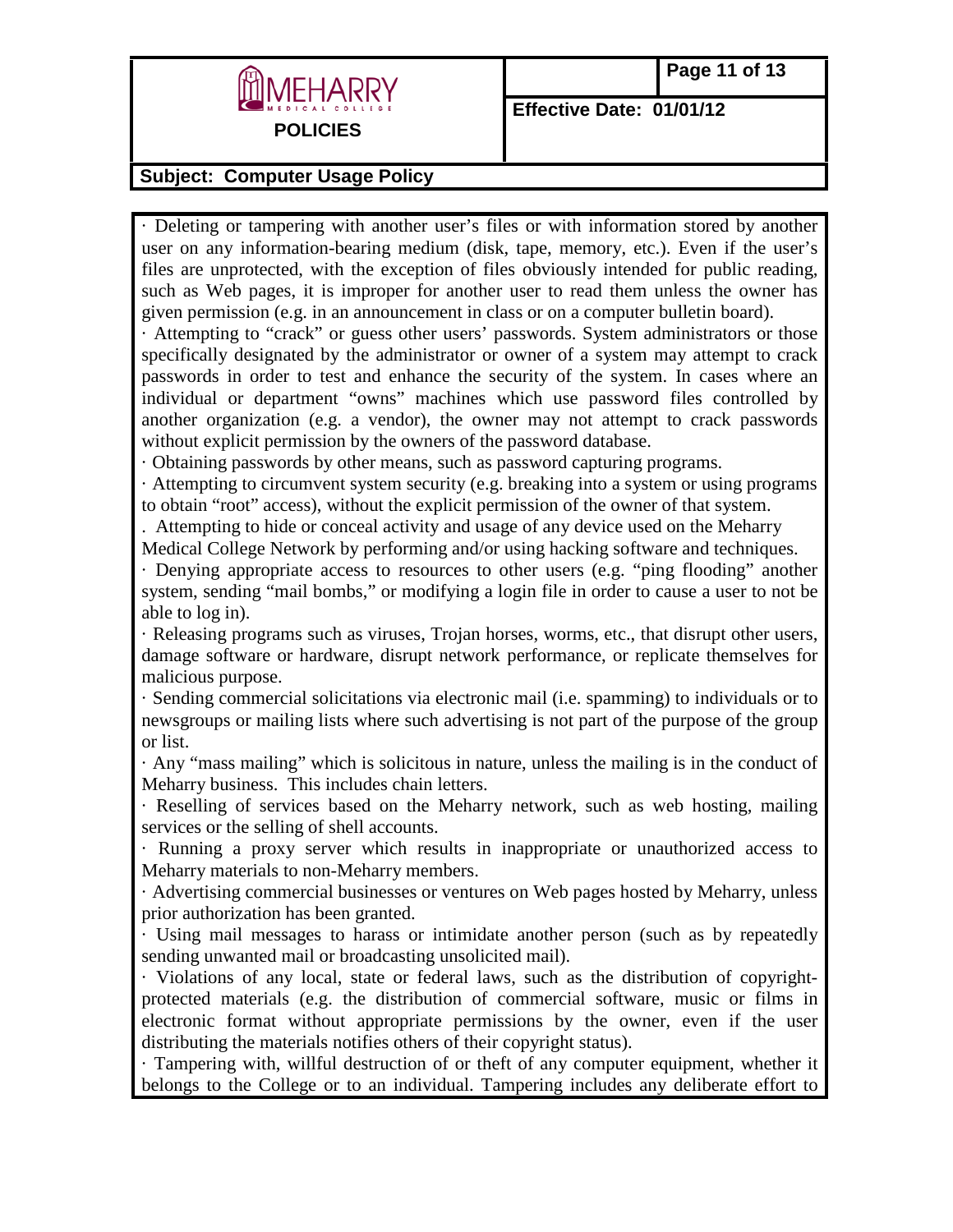· Deleting or tampering with another user's files or with information stored by another user on any information-bearing medium (disk, tape, memory, etc.). Even if the user's files are unprotected, with the exception of files obviously intended for public reading, such as Web pages, it is improper for another user to read them unless the owner has given permission (e.g. in an announcement in class or on a computer bulletin board).

· Attempting to "crack" or guess other users' passwords. System administrators or those specifically designated by the administrator or owner of a system may attempt to crack passwords in order to test and enhance the security of the system. In cases where an individual or department "owns" machines which use password files controlled by another organization (e.g. a vendor), the owner may not attempt to crack passwords without explicit permission by the owners of the password database.

· Obtaining passwords by other means, such as password capturing programs.

· Attempting to circumvent system security (e.g. breaking into a system or using programs to obtain "root" access), without the explicit permission of the owner of that system.

. Attempting to hide or conceal activity and usage of any device used on the Meharry Medical College Network by performing and/or using hacking software and techniques.

· Denying appropriate access to resources to other users (e.g. "ping flooding" another system, sending "mail bombs," or modifying a login file in order to cause a user to not be able to log in).

· Releasing programs such as viruses, Trojan horses, worms, etc., that disrupt other users, damage software or hardware, disrupt network performance, or replicate themselves for malicious purpose.

· Sending commercial solicitations via electronic mail (i.e. spamming) to individuals or to newsgroups or mailing lists where such advertising is not part of the purpose of the group or list.

· Any "mass mailing" which is solicitous in nature, unless the mailing is in the conduct of Meharry business. This includes chain letters.

· Reselling of services based on the Meharry network, such as web hosting, mailing services or the selling of shell accounts.

· Running a proxy server which results in inappropriate or unauthorized access to Meharry materials to non-Meharry members.

· Advertising commercial businesses or ventures on Web pages hosted by Meharry, unless prior authorization has been granted.

· Using mail messages to harass or intimidate another person (such as by repeatedly sending unwanted mail or broadcasting unsolicited mail).

· Violations of any local, state or federal laws, such as the distribution of copyright-protected materials (e.g. the distribution of commercial software, music or films in electronic format without appropriate permissions by the owner, even if the user distributing the materials notifies others of their copyright status).

· Tampering with, willful destruction of or theft of any computer equipment, whether it belongs to the College or to an individual. Tampering includes any deliberate effort to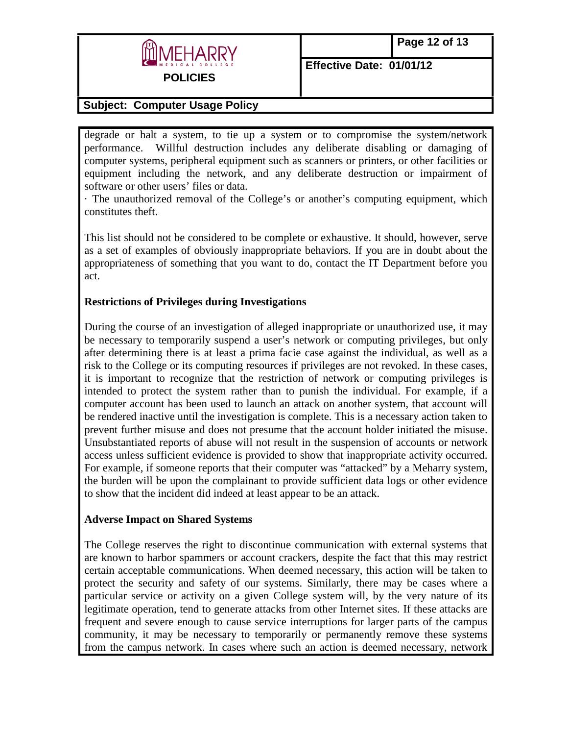degrade or halt a system, to tie up a system or to compromise the system/network performance. Willful destruction includes any deliberate disabling or damaging of computer systems, peripheral equipment such as scanners or printers, or other facilities or equipment including the network, and any deliberate destruction or impairment of software or other users' files or data.

· The unauthorized removal of the College's or another's computing equipment, which constitutes theft.

This list should not be considered to be complete or exhaustive. It should, however, serve as a set of examples of obviously inappropriate behaviors. If you are in doubt about the appropriateness of something that you want to do, contact the IT Department before you act.

**Restrictions of Privileges during Investigations**

During the course of an investigation of alleged inappropriate or unauthorized use, it may be necessary to temporarily suspend a user's network or computing privileges, but only after determining there is at least a prima facie case against the individual, as well as a risk to the College or its computing resources if privileges are not revoked. In these cases, it is important to recognize that the restriction of network or computing privileges is intended to protect the system rather than to punish the individual. For example, if a computer account has been used to launch an attack on another system, that account will be rendered inactive until the investigation is complete. This is a necessary action taken to prevent further misuse and does not presume that the account holder initiated the misuse. Unsubstantiated reports of abuse will not result in the suspension of accounts or network access unless sufficient evidence is provided to show that inappropriate activity occurred. For example, if someone reports that their computer was "attacked" by a Meharry system, the burden will be upon the complainant to provide sufficient data logs or other evidence to show that the incident did indeed at least appear to be an attack.

**Adverse Impact on Shared Systems**

The College reserves the right to discontinue communication with external systems that are known to harbor spammers or account crackers, despite the fact that this may restrict certain acceptable communications. When deemed necessary, this action will be taken to protect the security and safety of our systems. Similarly, there may be cases where a particular service or activity on a given College system will, by the very nature of its legitimate operation, tend to generate attacks from other Internet sites. If these attacks are frequent and severe enough to cause service interruptions for larger parts of the campus community, it may be necessary to temporarily or permanently remove these systems from the campus network. In cases where such an action is deemed necessary, network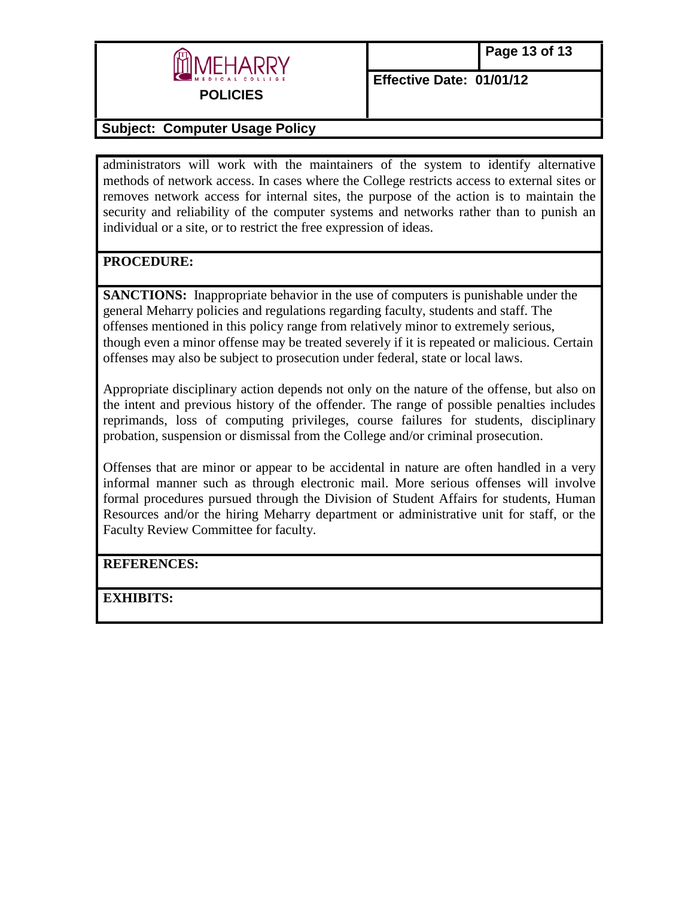administrators will work with the maintainers of the system to identify alternative methods of network access. In cases where the College restricts access to external sites or removes network access for internal sites, the purpose of the action is to maintain the security and reliability of the computer systems and networks rather than to punish an individual or a site, or to restrict the free expression of ideas.

**PROCEDURE:**

**SANCTIONS:** Inappropriate behavior in the use of computers is punishable under the general Meharry policies and regulations regarding faculty, students and staff. The offenses mentioned in this policy range from relatively minor to extremely serious, though even a minor offense may be treated severely if it is repeated or malicious. Certain offenses may also be subject to prosecution under federal, state or local laws.

Appropriate disciplinary action depends not only on the nature of the offense, but also on the intent and previous history of the offender. The range of possible penalties includes reprimands, loss of computing privileges, course failures for students, disciplinary probation, suspension or dismissal from the College and/or criminal prosecution.

Offenses that are minor or appear to be accidental in nature are often handled in a very informal manner such as through electronic mail. More serious offenses will involve formal procedures pursued through the Division of Student Affairs for students, Human Resources and/or the hiring Meharry department or administrative unit for staff, or the Faculty Review Committee for faculty.

**REFERENCES:**

**EXHIBITS:**